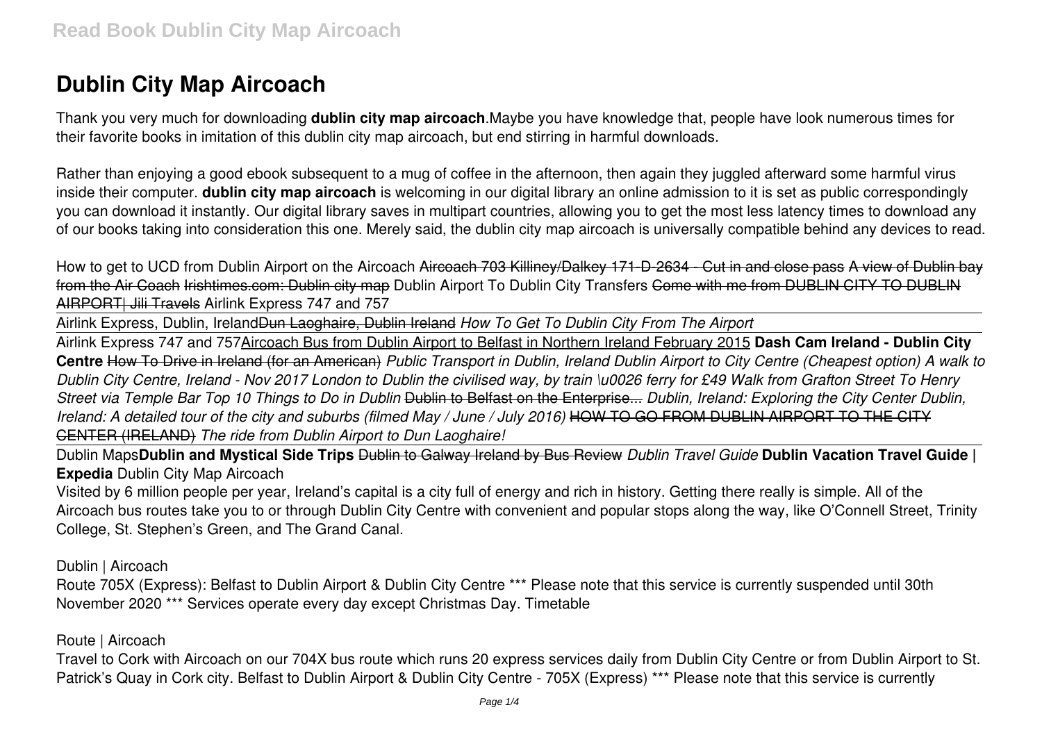# Dublin City Map Aircoach

Thank you very much for downloading **dublin city map aircoach**.Maybe you have knowledge that, people have look numerous times for their favorite books in imitation of this dublin city map aircoach, but end stirring in harmful downloads.

Rather than enjoying a good ebook subsequent to a mug of coffee in the afternoon, then again they juggled afterward some harmful virus inside their computer. **dublin city map aircoach** is welcoming in our digital library an online admission to it is set as public correspondingly you can download it instantly. Our digital library saves in multipart countries, allowing you to get the most less latency times to download any of our books taking into consideration this one. Merely said, the dublin city map aircoach is universally compatible behind any devices to read.

How to get to UCD from Dublin Airport on the Aircoach ~~Aircoach 703 Killiney/Dalkey 171-D-2634 - Cut in and close pass~~ ~~A view of Dublin bay from the Air Coach~~ ~~Irishtimes.com: Dublin city map~~ Dublin Airport To Dublin City Transfers ~~Come with me from DUBLIN CITY TO DUBLIN AIRPORT| Jili Travels~~ Airlink Express 747 and 757

Airlink Express, Dublin, Ireland~~Dun Laoghaire, Dublin Ireland~~ *How To Get To Dublin City From The Airport*

Airlink Express 747 and 757Aircoach Bus from Dublin Airport to Belfast in Northern Ireland February 2015 **Dash Cam Ireland - Dublin City Centre** How To Drive in Ireland (for an American) *Public Transport in Dublin, Ireland Dublin Airport to City Centre (Cheapest option) A walk to Dublin City Centre, Ireland - Nov 2017 London to Dublin the civilised way, by train \u0026 ferry for £49 Walk from Grafton Street To Henry Street via Temple Bar Top 10 Things to Do in Dublin* ~~Dublin to Belfast on the Enterprise...~~ *Dublin, Ireland: Exploring the City Center Dublin, Ireland: A detailed tour of the city and suburbs (filmed May / June / July 2016)* ~~HOW TO GO FROM DUBLIN AIRPORT TO THE CITY CENTER (IRELAND)~~ *The ride from Dublin Airport to Dun Laoghaire!*

Dublin Maps**Dublin and Mystical Side Trips** ~~Dublin to Galway Ireland by Bus Review~~ *Dublin Travel Guide* **Dublin Vacation Travel Guide | Expedia** Dublin City Map Aircoach

Visited by 6 million people per year, Ireland's capital is a city full of energy and rich in history. Getting there really is simple. All of the Aircoach bus routes take you to or through Dublin City Centre with convenient and popular stops along the way, like O'Connell Street, Trinity College, St. Stephen's Green, and The Grand Canal.

Dublin | Aircoach

Route 705X (Express): Belfast to Dublin Airport & Dublin City Centre *** Please note that this service is currently suspended until 30th November 2020 *** Services operate every day except Christmas Day. Timetable

Route | Aircoach

Travel to Cork with Aircoach on our 704X bus route which runs 20 express services daily from Dublin City Centre or from Dublin Airport to St. Patrick's Quay in Cork city. Belfast to Dublin Airport & Dublin City Centre - 705X (Express) *** Please note that this service is currently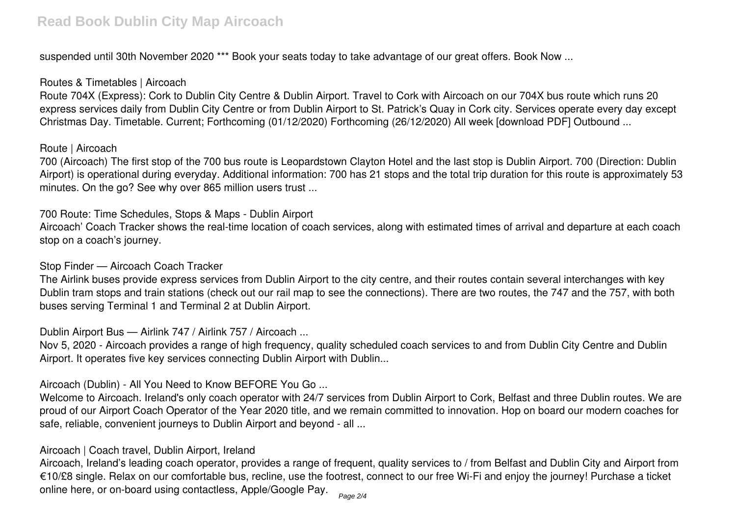suspended until 30th November 2020 *** Book your seats today to take advantage of our great offers. Book Now ...

Routes & Timetables | Aircoach

Route 704X (Express): Cork to Dublin City Centre & Dublin Airport. Travel to Cork with Aircoach on our 704X bus route which runs 20 express services daily from Dublin City Centre or from Dublin Airport to St. Patrick's Quay in Cork city. Services operate every day except Christmas Day. Timetable. Current; Forthcoming (01/12/2020) Forthcoming (26/12/2020) All week [download PDF] Outbound ...

Route | Aircoach

700 (Aircoach) The first stop of the 700 bus route is Leopardstown Clayton Hotel and the last stop is Dublin Airport. 700 (Direction: Dublin Airport) is operational during everyday. Additional information: 700 has 21 stops and the total trip duration for this route is approximately 53 minutes. On the go? See why over 865 million users trust ...

700 Route: Time Schedules, Stops & Maps - Dublin Airport

Aircoach' Coach Tracker shows the real-time location of coach services, along with estimated times of arrival and departure at each coach stop on a coach's journey.

Stop Finder — Aircoach Coach Tracker

The Airlink buses provide express services from Dublin Airport to the city centre, and their routes contain several interchanges with key Dublin tram stops and train stations (check out our rail map to see the connections). There are two routes, the 747 and the 757, with both buses serving Terminal 1 and Terminal 2 at Dublin Airport.

Dublin Airport Bus — Airlink 747 / Airlink 757 / Aircoach ...

Nov 5, 2020 - Aircoach provides a range of high frequency, quality scheduled coach services to and from Dublin City Centre and Dublin Airport. It operates five key services connecting Dublin Airport with Dublin...

Aircoach (Dublin) - All You Need to Know BEFORE You Go ...

Welcome to Aircoach. Ireland's only coach operator with 24/7 services from Dublin Airport to Cork, Belfast and three Dublin routes. We are proud of our Airport Coach Operator of the Year 2020 title, and we remain committed to innovation. Hop on board our modern coaches for safe, reliable, convenient journeys to Dublin Airport and beyond - all ...

Aircoach | Coach travel, Dublin Airport, Ireland

Aircoach, Ireland's leading coach operator, provides a range of frequent, quality services to / from Belfast and Dublin City and Airport from €10/£8 single. Relax on our comfortable bus, recline, use the footrest, connect to our free Wi-Fi and enjoy the journey! Purchase a ticket online here, or on-board using contactless, Apple/Google Pay.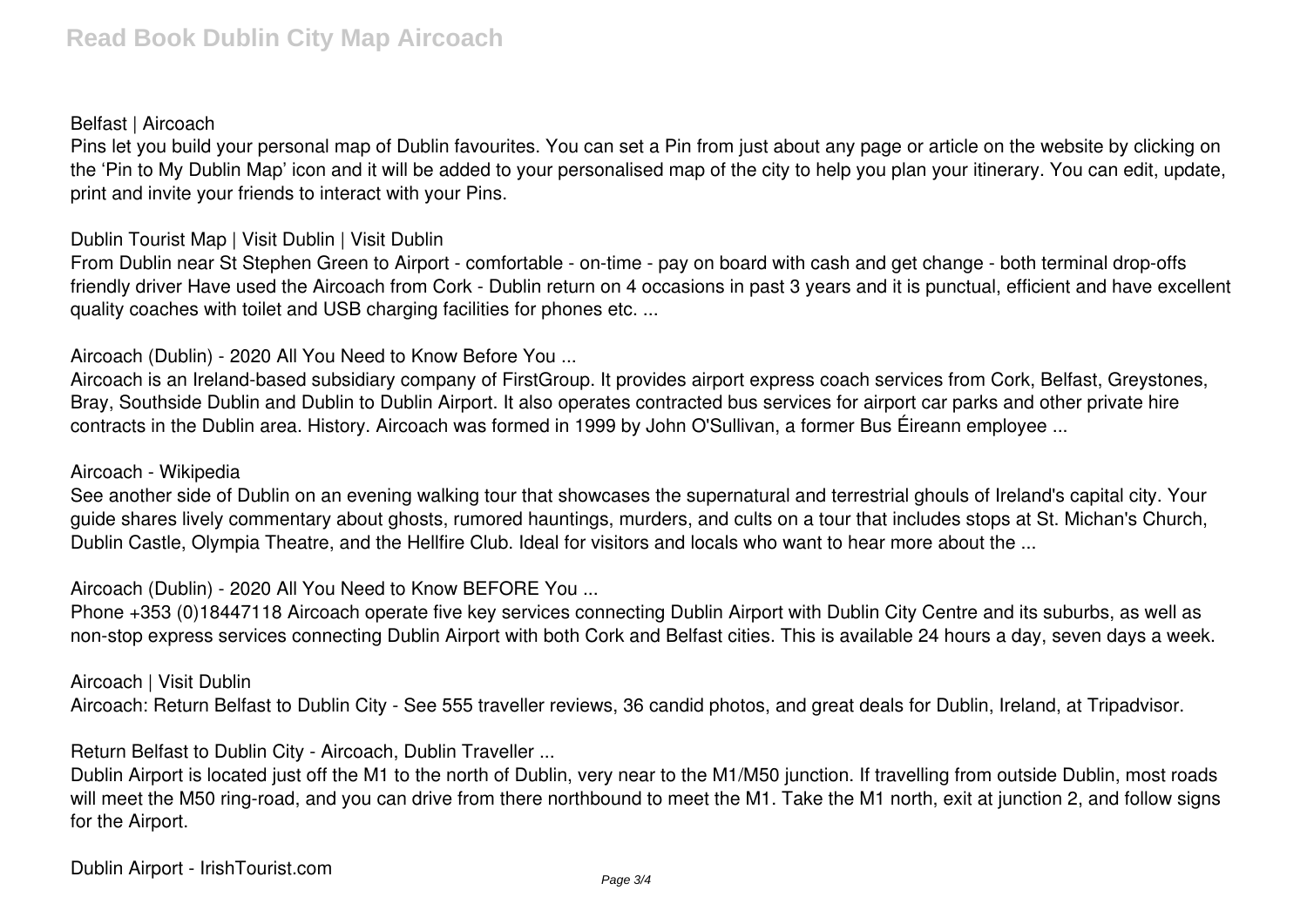**Belfast | Aircoach**

Pins let you build your personal map of Dublin favourites. You can set a Pin from just about any page or article on the website by clicking on the 'Pin to My Dublin Map' icon and it will be added to your personalised map of the city to help you plan your itinerary. You can edit, update, print and invite your friends to interact with your Pins.

**Dublin Tourist Map | Visit Dublin | Visit Dublin**

From Dublin near St Stephen Green to Airport - comfortable - on-time - pay on board with cash and get change - both terminal drop-offs friendly driver Have used the Aircoach from Cork - Dublin return on 4 occasions in past 3 years and it is punctual, efficient and have excellent quality coaches with toilet and USB charging facilities for phones etc. ...

**Aircoach (Dublin) - 2020 All You Need to Know Before You ...**

Aircoach is an Ireland-based subsidiary company of FirstGroup. It provides airport express coach services from Cork, Belfast, Greystones, Bray, Southside Dublin and Dublin to Dublin Airport. It also operates contracted bus services for airport car parks and other private hire contracts in the Dublin area. History. Aircoach was formed in 1999 by John O'Sullivan, a former Bus Éireann employee ...

**Aircoach - Wikipedia**

See another side of Dublin on an evening walking tour that showcases the supernatural and terrestrial ghouls of Ireland's capital city. Your guide shares lively commentary about ghosts, rumored hauntings, murders, and cults on a tour that includes stops at St. Michan's Church, Dublin Castle, Olympia Theatre, and the Hellfire Club. Ideal for visitors and locals who want to hear more about the ...

**Aircoach (Dublin) - 2020 All You Need to Know BEFORE You ...**

Phone +353 (0)18447118 Aircoach operate five key services connecting Dublin Airport with Dublin City Centre and its suburbs, as well as non-stop express services connecting Dublin Airport with both Cork and Belfast cities. This is available 24 hours a day, seven days a week.

**Aircoach | Visit Dublin**

Aircoach: Return Belfast to Dublin City - See 555 traveller reviews, 36 candid photos, and great deals for Dublin, Ireland, at Tripadvisor.

**Return Belfast to Dublin City - Aircoach, Dublin Traveller ...**

Dublin Airport is located just off the M1 to the north of Dublin, very near to the M1/M50 junction. If travelling from outside Dublin, most roads will meet the M50 ring-road, and you can drive from there northbound to meet the M1. Take the M1 north, exit at junction 2, and follow signs for the Airport.

**Dublin Airport - IrishTourist.com**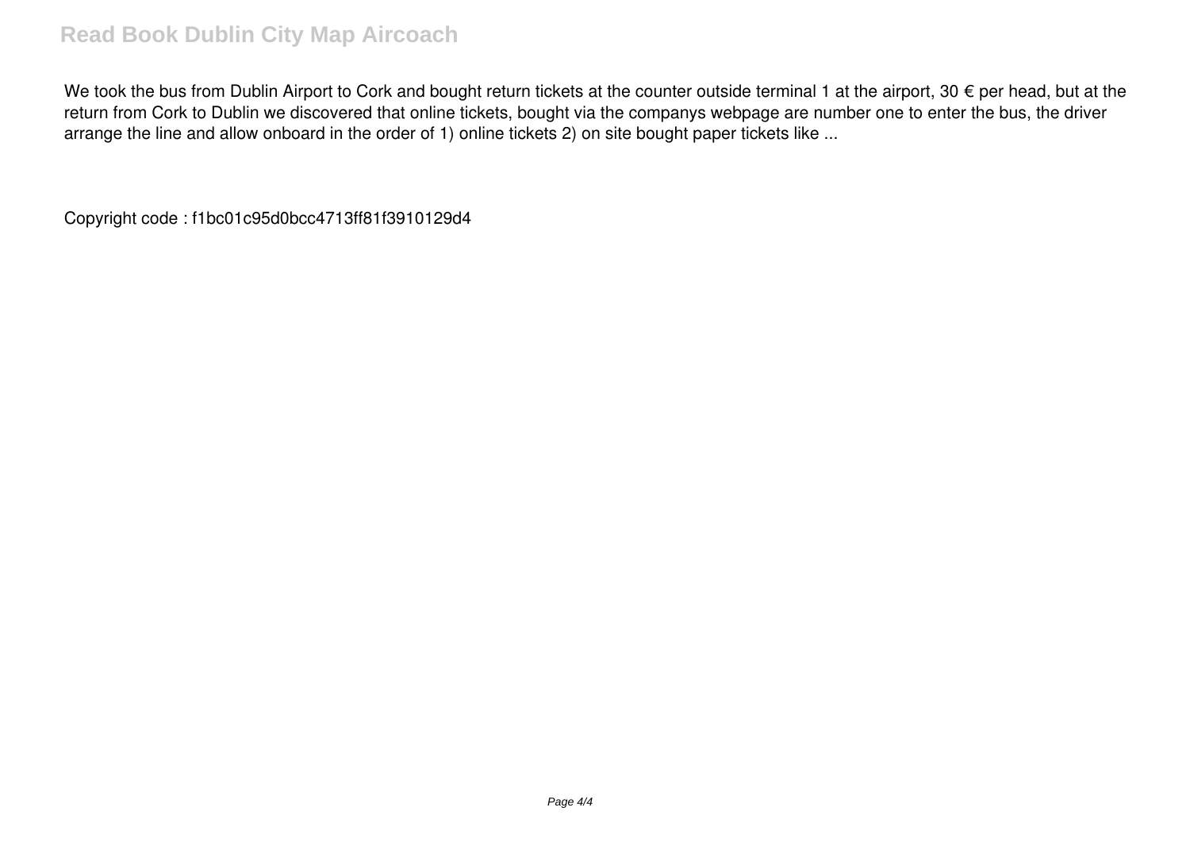We took the bus from Dublin Airport to Cork and bought return tickets at the counter outside terminal 1 at the airport, 30 € per head, but at the return from Cork to Dublin we discovered that online tickets, bought via the companys webpage are number one to enter the bus, the driver arrange the line and allow onboard in the order of 1) online tickets 2) on site bought paper tickets like ...

Copyright code : f1bc01c95d0bcc4713ff81f3910129d4